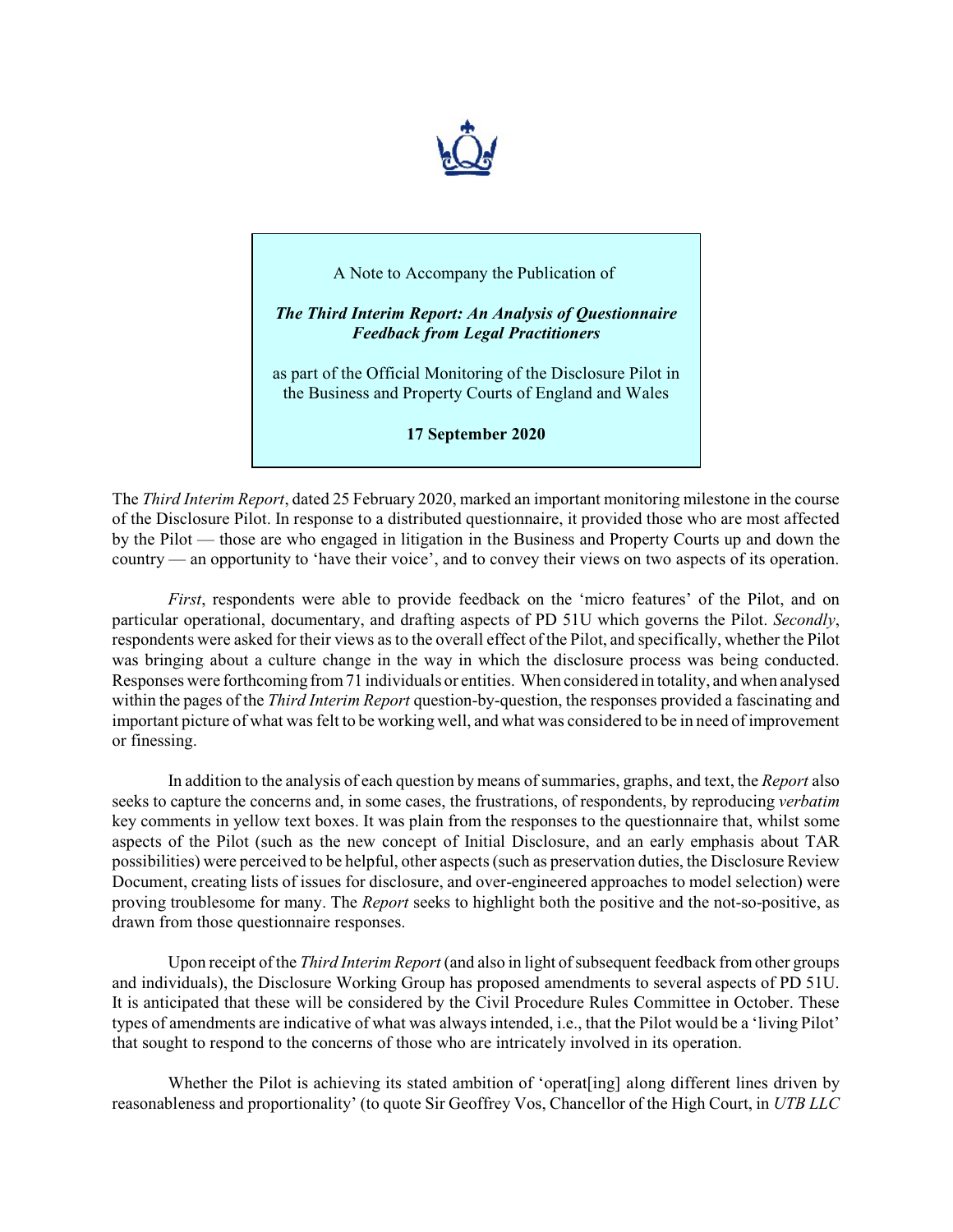A Note to Accompany the Publication of

***The Third Interim Report: An Analysis of Questionnaire Feedback from Legal Practitioners***

as part of the Official Monitoring of the Disclosure Pilot in the Business and Property Courts of England and Wales

**17 September 2020**

The *Third Interim Report*, dated 25 February 2020, marked an important monitoring milestone in the course of the Disclosure Pilot. In response to a distributed questionnaire, it provided those who are most affected by the Pilot — those are who engaged in litigation in the Business and Property Courts up and down the country — an opportunity to 'have their voice', and to convey their views on two aspects of its operation.

*First*, respondents were able to provide feedback on the 'micro features' of the Pilot, and on particular operational, documentary, and drafting aspects of PD 51U which governs the Pilot. *Secondly*, respondents were asked for their views as to the overall effect of the Pilot, and specifically, whether the Pilot was bringing about a culture change in the way in which the disclosure process was being conducted. Responses were forthcoming from 71 individuals or entities. When considered in totality, and when analysed within the pages of the *Third Interim Report* question-by-question, the responses provided a fascinating and important picture of what was felt to be working well, and what was considered to be in need of improvement or finessing.

In addition to the analysis of each question by means of summaries, graphs, and text, the *Report* also seeks to capture the concerns and, in some cases, the frustrations, of respondents, by reproducing *verbatim* key comments in yellow text boxes. It was plain from the responses to the questionnaire that, whilst some aspects of the Pilot (such as the new concept of Initial Disclosure, and an early emphasis about TAR possibilities) were perceived to be helpful, other aspects (such as preservation duties, the Disclosure Review Document, creating lists of issues for disclosure, and over-engineered approaches to model selection) were proving troublesome for many. The *Report* seeks to highlight both the positive and the not-so-positive, as drawn from those questionnaire responses.

Upon receipt of the *Third Interim Report* (and also in light of subsequent feedback from other groups and individuals), the Disclosure Working Group has proposed amendments to several aspects of PD 51U. It is anticipated that these will be considered by the Civil Procedure Rules Committee in October. These types of amendments are indicative of what was always intended, i.e., that the Pilot would be a 'living Pilot' that sought to respond to the concerns of those who are intricately involved in its operation.

Whether the Pilot is achieving its stated ambition of 'operat[ing] along different lines driven by reasonableness and proportionality' (to quote Sir Geoffrey Vos, Chancellor of the High Court, in *UTB LLC*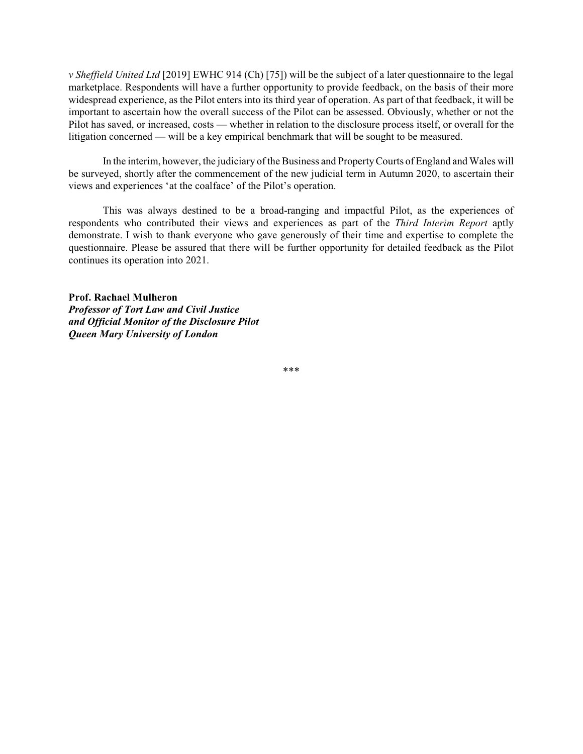*v Sheffield United Ltd* [2019] EWHC 914 (Ch) [75]) will be the subject of a later questionnaire to the legal marketplace. Respondents will have a further opportunity to provide feedback, on the basis of their more widespread experience, as the Pilot enters into its third year of operation. As part of that feedback, it will be important to ascertain how the overall success of the Pilot can be assessed. Obviously, whether or not the Pilot has saved, or increased, costs — whether in relation to the disclosure process itself, or overall for the litigation concerned — will be a key empirical benchmark that will be sought to be measured.

In the interim, however, the judiciary of the Business and Property Courts of England and Wales will be surveyed, shortly after the commencement of the new judicial term in Autumn 2020, to ascertain their views and experiences 'at the coalface' of the Pilot's operation.

This was always destined to be a broad-ranging and impactful Pilot, as the experiences of respondents who contributed their views and experiences as part of the *Third Interim Report* aptly demonstrate. I wish to thank everyone who gave generously of their time and expertise to complete the questionnaire. Please be assured that there will be further opportunity for detailed feedback as the Pilot continues its operation into 2021.

**Prof. Rachael Mulheron**
***Professor of Tort Law and Civil Justice***
***and Official Monitor of the Disclosure Pilot***
***Queen Mary University of London***

***